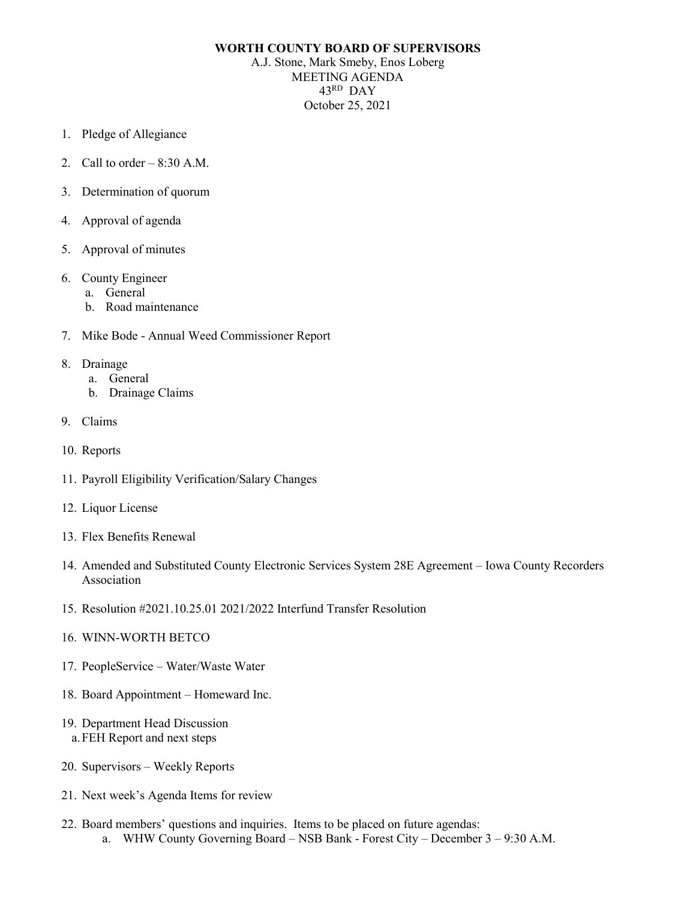# WORTH COUNTY BOARD OF SUPERVISORS

A.J. Stone, Mark Smeby, Enos Loberg
MEETING AGENDA
43RD DAY
October 25, 2021

1. Pledge of Allegiance
2. Call to order – 8:30 A.M.
3. Determination of quorum
4. Approval of agenda
5. Approval of minutes
6. County Engineer
   a. General
   b. Road maintenance
7. Mike Bode - Annual Weed Commissioner Report
8. Drainage
   a. General
   b. Drainage Claims
9. Claims
10. Reports
11. Payroll Eligibility Verification/Salary Changes
12. Liquor License
13. Flex Benefits Renewal
14. Amended and Substituted County Electronic Services System 28E Agreement – Iowa County Recorders Association
15. Resolution #2021.10.25.01 2021/2022 Interfund Transfer Resolution
16. WINN-WORTH BETCO
17. PeopleService – Water/Waste Water
18. Board Appointment – Homeward Inc.
19. Department Head Discussion
    a. FEH Report and next steps
20. Supervisors – Weekly Reports
21. Next week's Agenda Items for review
22. Board members' questions and inquiries. Items to be placed on future agendas:
    a. WHW County Governing Board – NSB Bank - Forest City – December 3 – 9:30 A.M.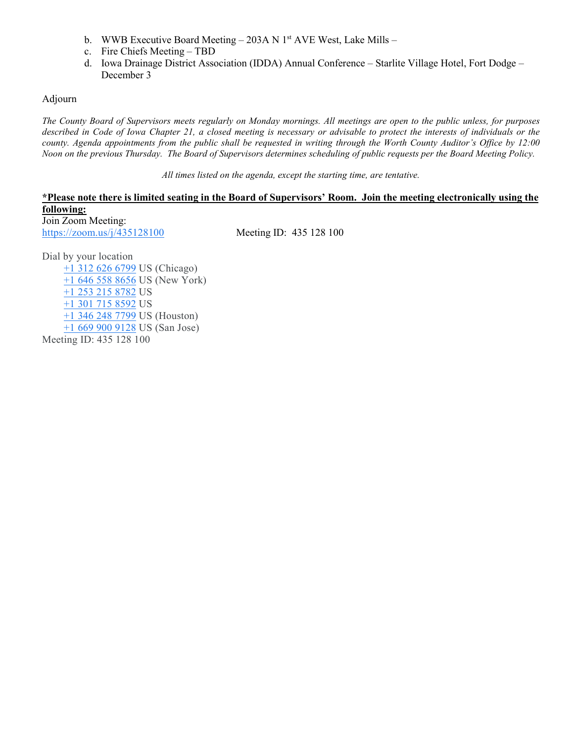b. WWB Executive Board Meeting – 203A N 1st AVE West, Lake Mills –
c. Fire Chiefs Meeting – TBD
d. Iowa Drainage District Association (IDDA) Annual Conference – Starlite Village Hotel, Fort Dodge – December 3

Adjourn

*The County Board of Supervisors meets regularly on Monday mornings. All meetings are open to the public unless, for purposes described in Code of Iowa Chapter 21, a closed meeting is necessary or advisable to protect the interests of individuals or the county. Agenda appointments from the public shall be requested in writing through the Worth County Auditor's Office by 12:00 Noon on the previous Thursday. The Board of Supervisors determines scheduling of public requests per the Board Meeting Policy.*

*All times listed on the agenda, except the starting time, are tentative.*

**\*Please note there is limited seating in the Board of Supervisors' Room. Join the meeting electronically using the following:**

Join Zoom Meeting:
https://zoom.us/j/435128100 Meeting ID: 435 128 100

Dial by your location
- +1 312 626 6799 US (Chicago)
- +1 646 558 8656 US (New York)
- +1 253 215 8782 US
- +1 301 715 8592 US
- +1 346 248 7799 US (Houston)
- +1 669 900 9128 US (San Jose)

Meeting ID: 435 128 100